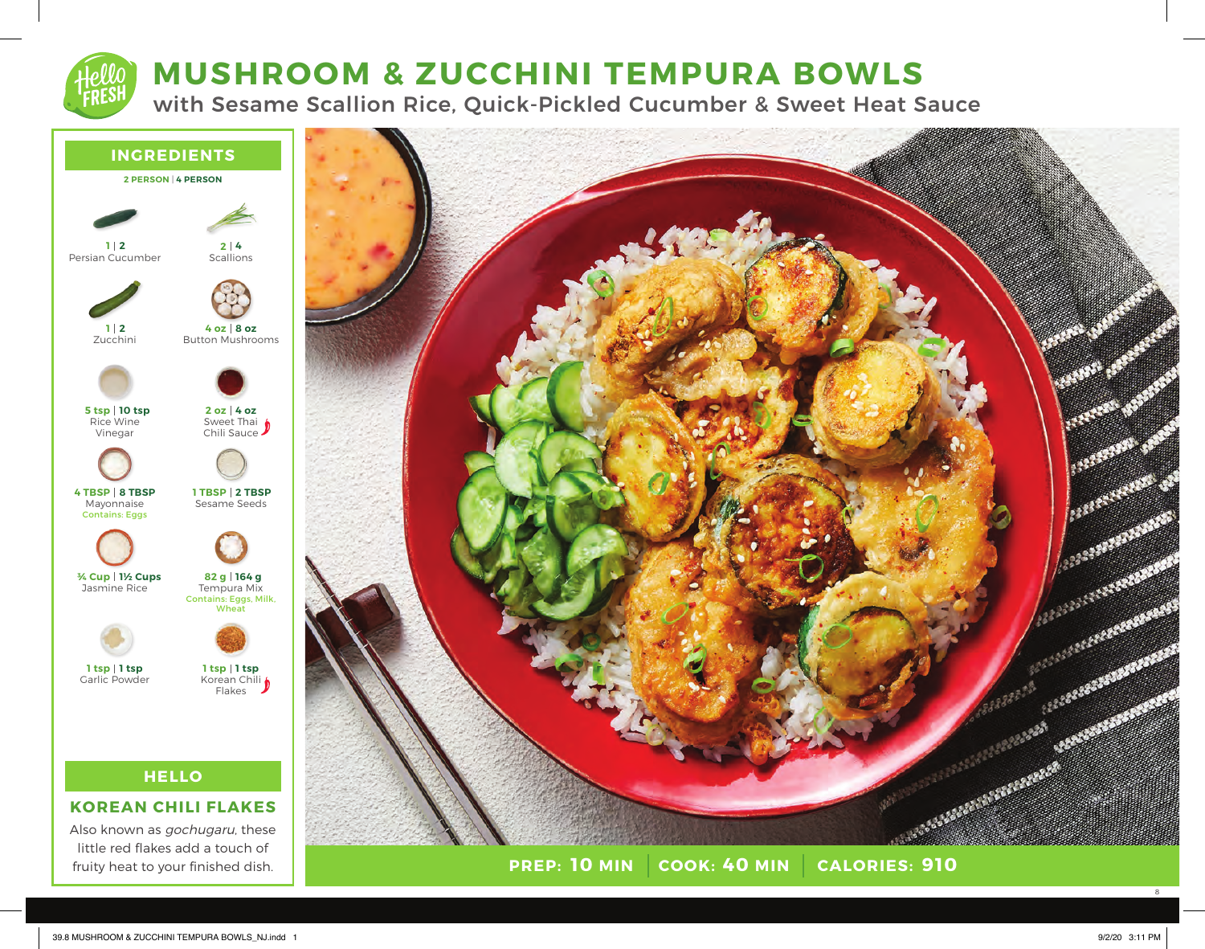# MUSHROOM & ZUCCHINI TEMPURA BOWLS

## with Sesame Scallion Rice, Quick-Pickled Cucumber & Sweet Heat Sauce

## INGREDIENTS

**2 PERSON | 4 PERSON**

| Amount (2 \| 4 Person) | Ingredient |
| --- | --- |
| 1 \| 2 | Persian Cucumber |
| 2 \| 4 | Scallions |
| 1 \| 2 | Zucchini |
| 4 oz \| 8 oz | Button Mushrooms |
| 5 tsp \| 10 tsp | Rice Wine Vinegar |
| 2 oz \| 4 oz | Sweet Thai Chili Sauce |
| 4 TBSP \| 8 TBSP | Mayonnaise (Contains: Eggs) |
| 1 TBSP \| 2 TBSP | Sesame Seeds |
| ¾ Cup \| 1½ Cups | Jasmine Rice |
| 82 g \| 164 g | Tempura Mix (Contains: Eggs, Milk, Wheat) |
| 1 tsp \| 1 tsp | Garlic Powder |
| 1 tsp \| 1 tsp | Korean Chili Flakes |

## HELLO

### KOREAN CHILI FLAKES

Also known as *gochugaru*, these little red flakes add a touch of fruity heat to your finished dish.

**PREP: 10 MIN | COOK: 40 MIN | CALORIES: 910**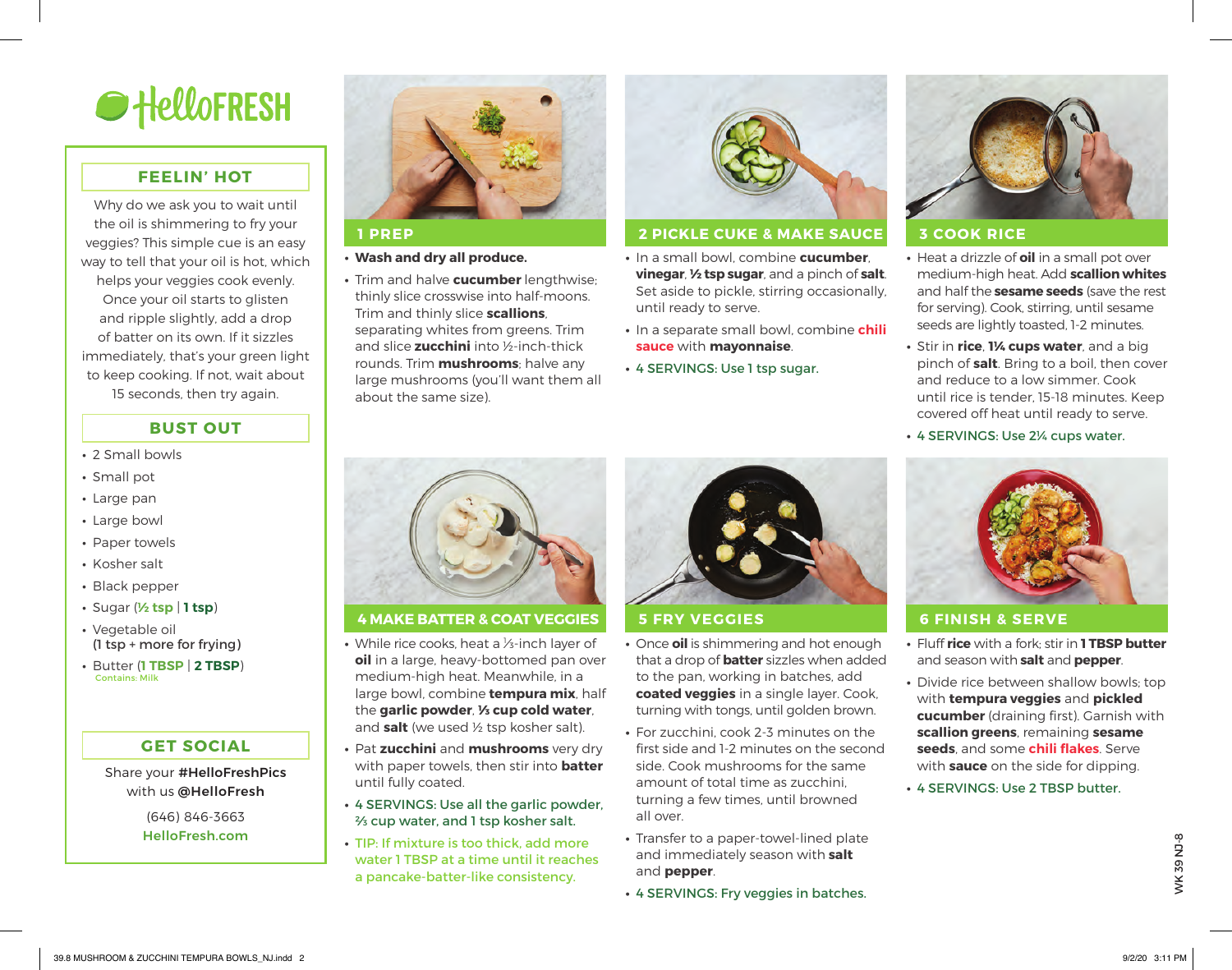# HelloFRESH

## FEELIN' HOT

Why do we ask you to wait until the oil is shimmering to fry your veggies? This simple cue is an easy way to tell that your oil is hot, which helps your veggies cook evenly. Once your oil starts to glisten and ripple slightly, add a drop of batter on its own. If it sizzles immediately, that's your green light to keep cooking. If not, wait about 15 seconds, then try again.

## BUST OUT

- 2 Small bowls
- Small pot
- Large pan
- Large bowl
- Paper towels
- Kosher salt
- Black pepper
- Sugar (½ tsp | 1 tsp)
- Vegetable oil (1 tsp + more for frying)
- Butter (1 TBSP | 2 TBSP)
  Contains: Milk

## GET SOCIAL

Share your **#HelloFreshPics** with us **@HelloFresh**

(646) 846-3663

HelloFresh.com

## 1 PREP

- **Wash and dry all produce.**
- Trim and halve **cucumber** lengthwise; thinly slice crosswise into half-moons. Trim and thinly slice **scallions**, separating whites from greens. Trim and slice **zucchini** into ½-inch-thick rounds. Trim **mushrooms**; halve any large mushrooms (you'll want them all about the same size).

## 2 PICKLE CUKE & MAKE SAUCE

- In a small bowl, combine **cucumber**, **vinegar**, **½ tsp sugar**, and a pinch of **salt**. Set aside to pickle, stirring occasionally, until ready to serve.
- In a separate small bowl, combine **chili sauce** with **mayonnaise**.
- 4 SERVINGS: Use 1 tsp sugar.

## 3 COOK RICE

- Heat a drizzle of **oil** in a small pot over medium-high heat. Add **scallion whites** and half the **sesame seeds** (save the rest for serving). Cook, stirring, until sesame seeds are lightly toasted, 1-2 minutes.
- Stir in **rice**, **1¼ cups water**, and a big pinch of **salt**. Bring to a boil, then cover and reduce to a low simmer. Cook until rice is tender, 15-18 minutes. Keep covered off heat until ready to serve.
- 4 SERVINGS: Use 2¼ cups water.

## 4 MAKE BATTER & COAT VEGGIES

- While rice cooks, heat a ⅓-inch layer of **oil** in a large, heavy-bottomed pan over medium-high heat. Meanwhile, in a large bowl, combine **tempura mix**, half the **garlic powder**, **⅓ cup cold water**, and **salt** (we used ½ tsp kosher salt).
- Pat **zucchini** and **mushrooms** very dry with paper towels, then stir into **batter** until fully coated.
- 4 SERVINGS: Use all the garlic powder, ⅔ cup water, and 1 tsp kosher salt.
- TIP: If mixture is too thick, add more water 1 TBSP at a time until it reaches a pancake-batter-like consistency.

## 5 FRY VEGGIES

- Once **oil** is shimmering and hot enough that a drop of **batter** sizzles when added to the pan, working in batches, add **coated veggies** in a single layer. Cook, turning with tongs, until golden brown.
- For zucchini, cook 2-3 minutes on the first side and 1-2 minutes on the second side. Cook mushrooms for the same amount of total time as zucchini, turning a few times, until browned all over.
- Transfer to a paper-towel-lined plate and immediately season with **salt** and **pepper**.
- 4 SERVINGS: Fry veggies in batches.

## 6 FINISH & SERVE

- Fluff **rice** with a fork; stir in **1 TBSP butter** and season with **salt** and **pepper**.
- Divide rice between shallow bowls; top with **tempura veggies** and **pickled cucumber** (draining first). Garnish with **scallion greens**, remaining **sesame seeds**, and some **chili flakes**. Serve with **sauce** on the side for dipping.
- 4 SERVINGS: Use 2 TBSP butter.

WK 39 NJ-8